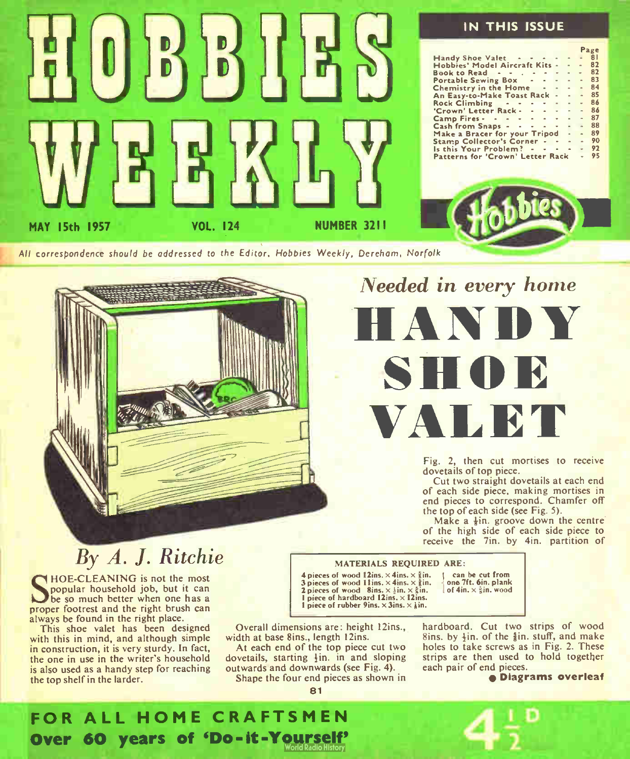# HOBBIES WEEKLY

MAY 15th 1957 VOL. 124 NUMBER 3211

## IN THIS ISSUE

| | Page |
|---|---|
| Handy Shoe Valet | 81 |
| Hobbies' Model Aircraft Kits | 82 |
| Book to Read | 82 |
| Portable Sewing Box | 83 |
| Chemistry in the Home | 84 |
| An Easy-to-Make Toast Rack | 85 |
| Rock Climbing | 86 |
| 'Crown' Letter Rack | 86 |
| Camp Fires | 87 |
| Cash from Snaps | 88 |
| Make a Bracer for your Tripod | 89 |
| Stamp Collector's Corner | 90 |
| Is this Your Problem? | 92 |
| Patterns for 'Crown' Letter Rack | 95 |

*All correspondence should be addressed to the Editor, Hobbies Weekly, Dereham, Norfolk*

*Needed in every home*

# HANDY SHOE VALET

## *By A. J. Ritchie*

SHOE-CLEANING is not the most popular household job, but it can be so much better when one has a proper footrest and the right brush can always be found in the right place.

This shoe valet has been designed with this in mind, and although simple in construction, it is very sturdy. In fact, the one in use in the writer's household is also used as a handy step for reaching the top shelf in the larder.

**MATERIALS REQUIRED ARE:**

4 pieces of wood 12ins. × 4ins. × ⅜in.
3 pieces of wood 11ins. × 4ins. × ⅜in.
2 pieces of wood 8ins. × ½in. × ⅜in.
(can be cut from one 7ft. 6in. plank of 4in. × ⅜in. wood)
1 piece of hardboard 12ins. × 12ins.
1 piece of rubber 9ins. × 3ins. × ⅛in.

Overall dimensions are: height 12ins., width at base 8ins., length 12ins.

At each end of the top piece cut two dovetails, starting ½in. in and sloping outwards and downwards (see Fig. 4).

Shape the four end pieces as shown in Fig. 2, then cut mortises to receive dovetails of top piece.

Cut two straight dovetails at each end of each side piece, making mortises in end pieces to correspond. Chamfer off the top of each side (see Fig. 5).

Make a ⅛in. groove down the centre of the high side of each side piece to receive the 7in. by 4in. partition of hardboard. Cut two strips of wood 8ins. by ½in. of the ⅜in. stuff, and make holes to take screws as in Fig. 2. These strips are then used to hold together each pair of end pieces.

● **Diagrams overleaf**

**FOR ALL HOME CRAFTSMEN**

**Over 60 years of 'Do-it-Yourself'**

4½D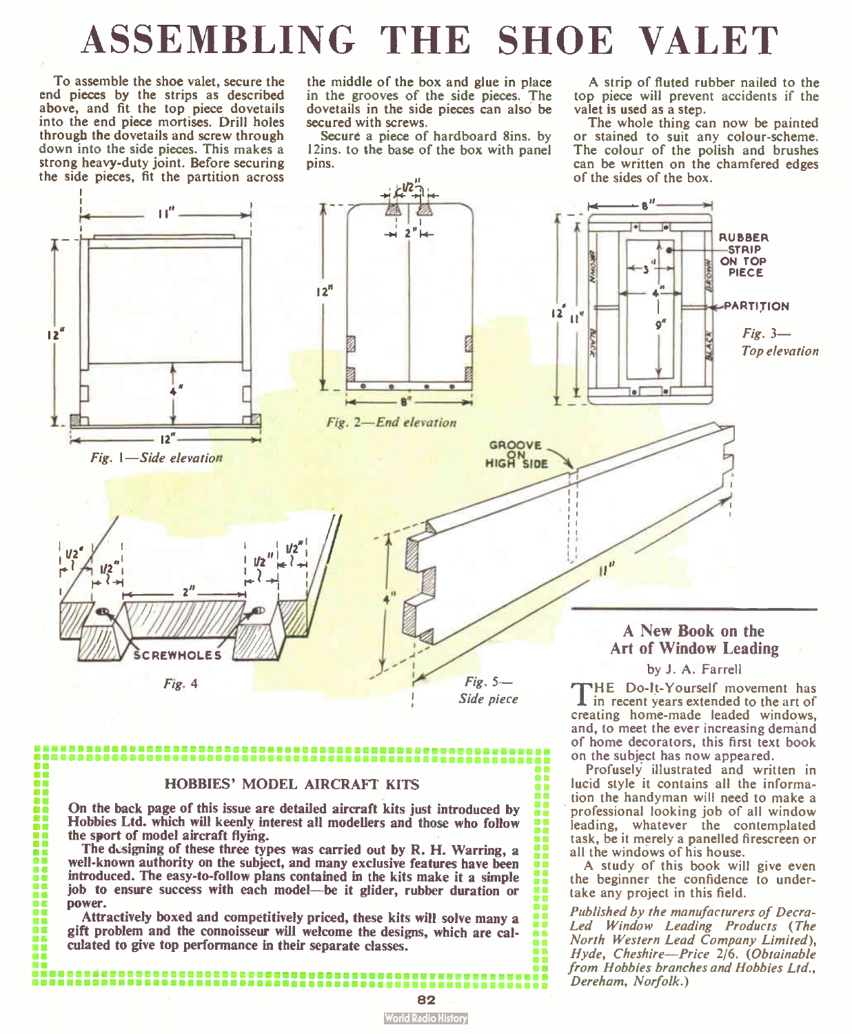# ASSEMBLING THE SHOE VALET

To assemble the shoe valet, secure the end pieces by the strips as described above, and fit the top piece dovetails into the end piece mortises. Drill holes through the dovetails and screw through down into the side pieces. This makes a strong heavy-duty joint. Before securing the side pieces, fit the partition across the middle of the box and glue in place in the grooves of the side pieces. The dovetails in the side pieces can also be secured with screws.

Secure a piece of hardboard 8ins. by 12ins. to the base of the box with panel pins.

A strip of fluted rubber nailed to the top piece will prevent accidents if the valet is used as a step.

The whole thing can now be painted or stained to suit any colour-scheme. The colour of the polish and brushes can be written on the chamfered edges of the sides of the box.

*Fig. 1—Side elevation*

*Fig. 2—End elevation*

*Fig. 3—Top elevation*

*Fig. 4*

*Fig. 5—Side piece*

---

**HOBBIES' MODEL AIRCRAFT KITS**

**On the back page of this issue are detailed aircraft kits just introduced by Hobbies Ltd. which will keenly interest all modellers and those who follow the sport of model aircraft flying.**

**The designing of these three types was carried out by R. H. Warring, a well-known authority on the subject, and many exclusive features have been introduced. The easy-to-follow plans contained in the kits make it a simple job to ensure success with each model—be it glider, rubber duration or power.**

**Attractively boxed and competitively priced, these kits will solve many a gift problem and the connoisseur will welcome the designs, which are calculated to give top performance in their separate classes.**

---

## A New Book on the Art of Window Leading

by J. A. Farrell

THE Do-It-Yourself movement has in recent years extended to the art of creating home-made leaded windows, and, to meet the ever increasing demand of home decorators, this first text book on the subject has now appeared.

Profusely illustrated and written in lucid style it contains all the information the handyman will need to make a professional looking job of all window leading, whatever the contemplated task, be it merely a panelled firescreen or all the windows of his house.

A study of this book will give even the beginner the confidence to undertake any project in this field.

*Published by the manufacturers of Decra-Led Window Leading Products (The North Western Lead Company Limited), Hyde, Cheshire—Price 2/6. (Obtainable from Hobbies branches and Hobbies Ltd., Dereham, Norfolk.)*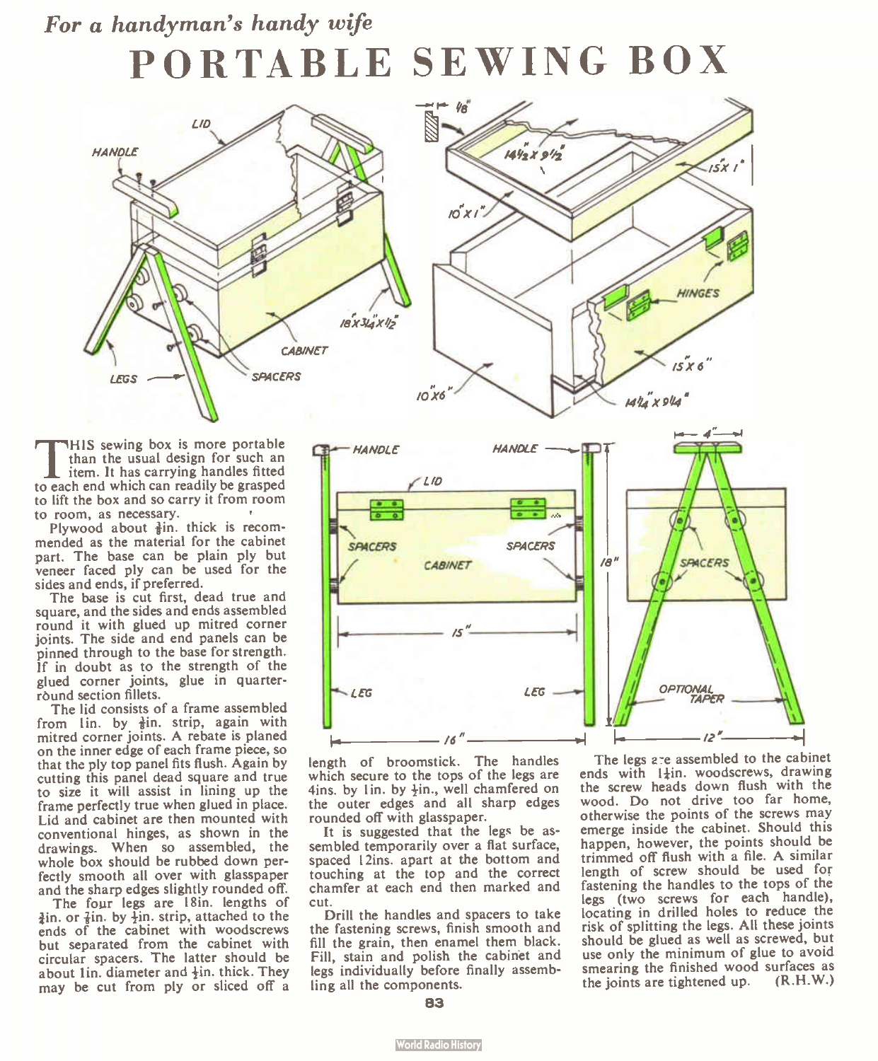*For a handyman's handy wife*

# PORTABLE SEWING BOX

THIS sewing box is more portable than the usual design for such an item. It has carrying handles fitted to each end which can readily be grasped to lift the box and so carry it from room to room, as necessary.

Plywood about ⅜in. thick is recommended as the material for the cabinet part. The base can be plain ply but veneer faced ply can be used for the sides and ends, if preferred.

The base is cut first, dead true and square, and the sides and ends assembled round it with glued up mitred corner joints. The side and end panels can be pinned through to the base for strength. If in doubt as to the strength of the glued corner joints, glue in quarter-round section fillets.

The lid consists of a frame assembled from 1in. by ⅜in. strip, again with mitred corner joints. A rebate is planed on the inner edge of each frame piece, so that the ply top panel fits flush. Again by cutting this panel dead square and true to size it will assist in lining up the frame perfectly true when glued in place. Lid and cabinet are then mounted with conventional hinges, as shown in the drawings. When so assembled, the whole box should be rubbed down perfectly smooth all over with glasspaper and the sharp edges slightly rounded off.

The four legs are 18in. lengths of ¾in. or ⅞in. by ½in. strip, attached to the ends of the cabinet with woodscrews but separated from the cabinet with circular spacers. The latter should be about 1in. diameter and ½in. thick. They may be cut from ply or sliced off a length of broomstick. The handles which secure to the tops of the legs are 4ins. by 1in. by ½in., well chamfered on the outer edges and all sharp edges rounded off with glasspaper.

It is suggested that the legs be assembled temporarily over a flat surface, spaced 12ins. apart at the bottom and touching at the top and the correct chamfer at each end then marked and cut.

Drill the handles and spacers to take the fastening screws, finish smooth and fill the grain, then enamel them black. Fill, stain and polish the cabinet and legs individually before finally assembling all the components.

The legs are assembled to the cabinet ends with 1¼in. woodscrews, drawing the screw heads down flush with the wood. Do not drive too far home, otherwise the points of the screws may emerge inside the cabinet. Should this happen, however, the points should be trimmed off flush with a file. A similar length of screw should be used for fastening the handles to the tops of the legs (two screws for each handle), locating in drilled holes to reduce the risk of splitting the legs. All these joints should be glued as well as screwed, but use only the minimum of glue to avoid smearing the finished wood surfaces as the joints are tightened up. (R.H.W.)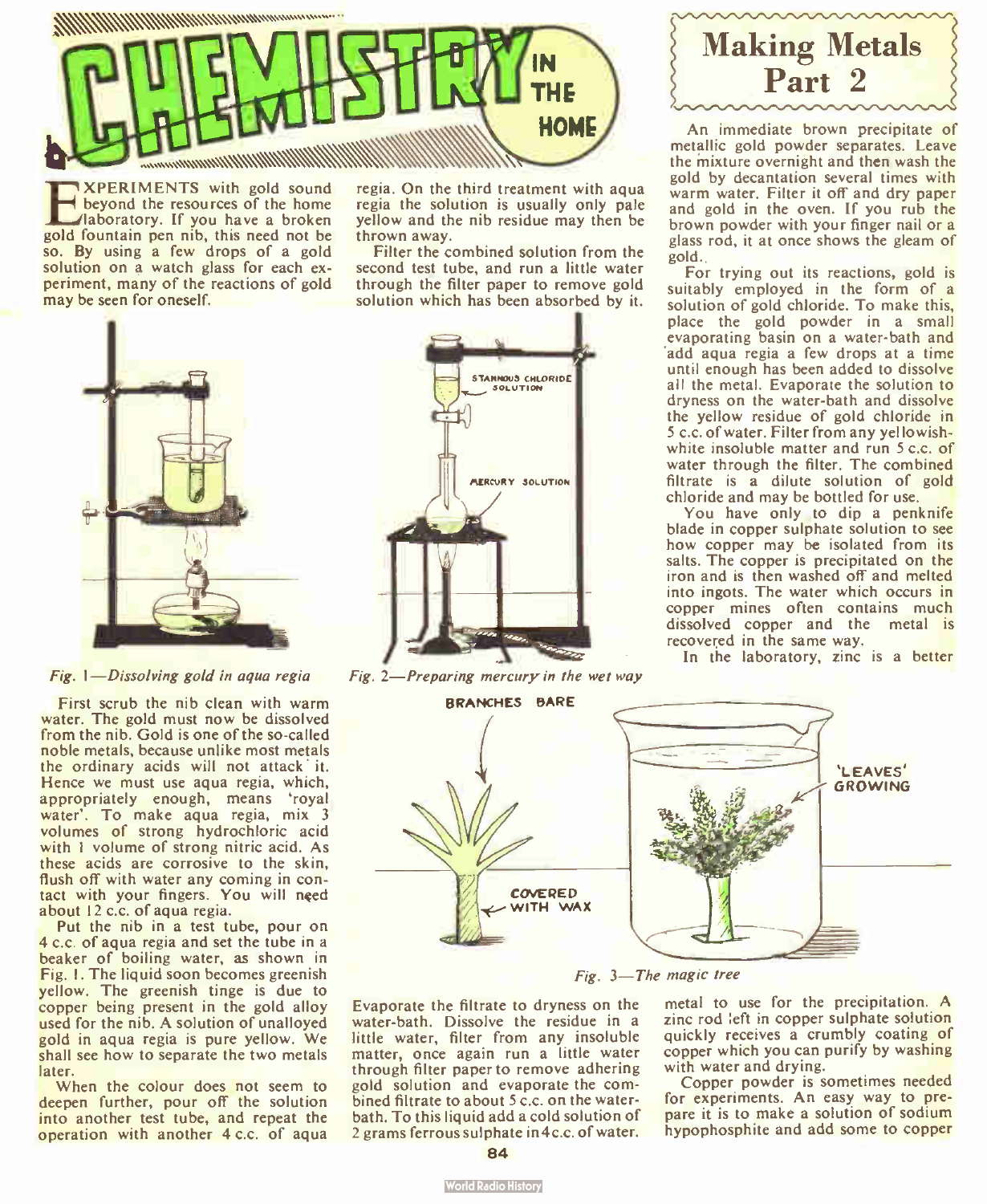# CHEMISTRY IN THE HOME

## Making Metals Part 2

EXPERIMENTS with gold sound beyond the resources of the home laboratory. If you have a broken gold fountain pen nib, this need not be so. By using a few drops of a gold solution on a watch glass for each experiment, many of the reactions of gold may be seen for oneself.

*Fig. 1—Dissolving gold in aqua regia*

*Fig. 2—Preparing mercury in the wet way*

First scrub the nib clean with warm water. The gold must now be dissolved from the nib. Gold is one of the so-called noble metals, because unlike most metals the ordinary acids will not attack it. Hence we must use aqua regia, which, appropriately enough, means 'royal water'. To make aqua regia, mix 3 volumes of strong hydrochloric acid with 1 volume of strong nitric acid. As these acids are corrosive to the skin, flush off with water any coming in contact with your fingers. You will need about 12 c.c. of aqua regia.

Put the nib in a test tube, pour on 4 c.c. of aqua regia and set the tube in a beaker of boiling water, as shown in Fig. 1. The liquid soon becomes greenish yellow. The greenish tinge is due to copper being present in the gold alloy used for the nib. A solution of unalloyed gold in aqua regia is pure yellow. We shall see how to separate the two metals later.

When the colour does not seem to deepen further, pour off the solution into another test tube, and repeat the operation with another 4 c.c. of aqua regia. On the third treatment with aqua regia the solution is usually only pale yellow and the nib residue may then be thrown away.

Filter the combined solution from the second test tube, and run a little water through the filter paper to remove gold solution which has been absorbed by it.

*Fig. 3—The magic tree*

Evaporate the filtrate to dryness on the water-bath. Dissolve the residue in a little water, filter from any insoluble matter, once again run a little water through filter paper to remove adhering gold solution and evaporate the combined filtrate to about 5 c.c. on the water-bath. To this liquid add a cold solution of 2 grams ferrous sulphate in 4 c.c. of water.

An immediate brown precipitate of metallic gold powder separates. Leave the mixture overnight and then wash the gold by decantation several times with warm water. Filter it off and dry paper and gold in the oven. If you rub the brown powder with your finger nail or a glass rod, it at once shows the gleam of gold.

For trying out its reactions, gold is suitably employed in the form of a solution of gold chloride. To make this, place the gold powder in a small evaporating basin on a water-bath and add aqua regia a few drops at a time until enough has been added to dissolve all the metal. Evaporate the solution to dryness on the water-bath and dissolve the yellow residue of gold chloride in 5 c.c. of water. Filter from any yellowish-white insoluble matter and run 5 c.c. of water through the filter. The combined filtrate is a dilute solution of gold chloride and may be bottled for use.

You have only to dip a penknife blade in copper sulphate solution to see how copper may be isolated from its salts. The copper is precipitated on the iron and is then washed off and melted into ingots. The water which occurs in copper mines often contains much dissolved copper and the metal is recovered in the same way.

In the laboratory, zinc is a better metal to use for the precipitation. A zinc rod left in copper sulphate solution quickly receives a crumbly coating of copper which you can purify by washing with water and drying.

Copper powder is sometimes needed for experiments. An easy way to prepare it is to make a solution of sodium hypophosphite and add some to copper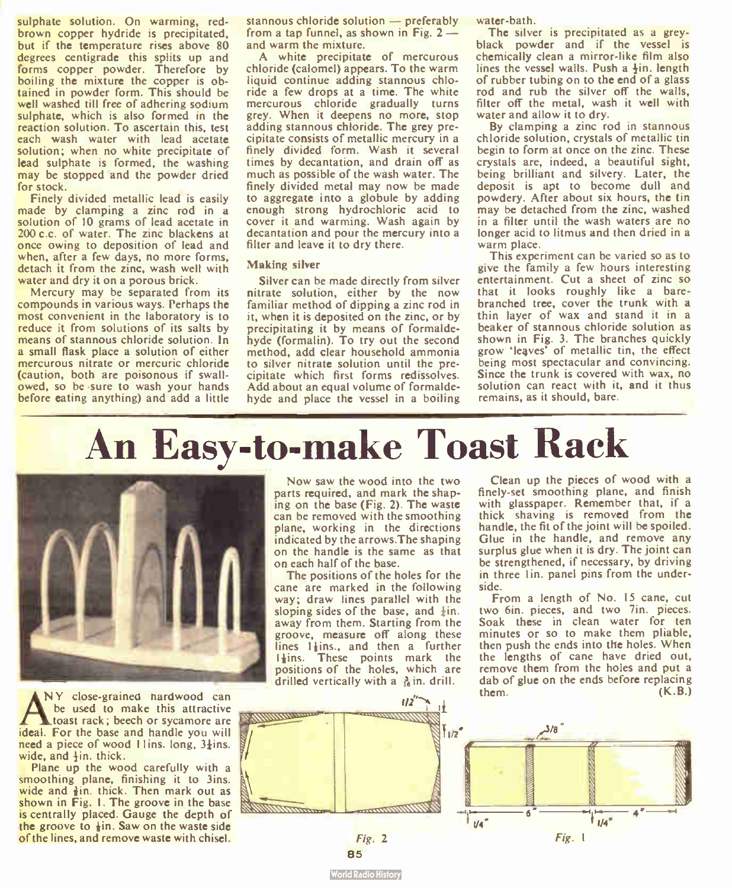sulphate solution. On warming, red-brown copper hydride is precipitated, but if the temperature rises above 80 degrees centigrade this splits up and forms copper powder. Therefore by boiling the mixture the copper is obtained in powder form. This should be well washed till free of adhering sodium sulphate, which is also formed in the reaction solution. To ascertain this, test each wash water with lead acetate solution; when no white precipitate of lead sulphate is formed, the washing may be stopped and the powder dried for stock.

Finely divided metallic lead is easily made by clamping a zinc rod in a solution of 10 grams of lead acetate in 200 c.c. of water. The zinc blackens at once owing to deposition of lead and when, after a few days, no more forms, detach it from the zinc, wash well with water and dry it on a porous brick.

Mercury may be separated from its compounds in various ways. Perhaps the most convenient in the laboratory is to reduce it from solutions of its salts by means of stannous chloride solution. In a small flask place a solution of either mercurous nitrate or mercuric chloride (caution, both are poisonous if swallowed, so be sure to wash your hands before eating anything) and add a little stannous chloride solution — preferably from a tap funnel, as shown in Fig. 2 — and warm the mixture.

A white precipitate of mercurous chloride (calomel) appears. To the warm liquid continue adding stannous chloride a few drops at a time. The white mercurous chloride gradually turns grey. When it deepens no more, stop adding stannous chloride. The grey precipitate consists of metallic mercury in a finely divided form. Wash it several times by decantation, and drain off as much as possible of the wash water. The finely divided metal may now be made to aggregate into a globule by adding enough strong hydrochloric acid to cover it and warming. Wash again by decantation and pour the mercury into a filter and leave it to dry there.

### Making silver

Silver can be made directly from silver nitrate solution, either by the now familiar method of dipping a zinc rod in it, when it is deposited on the zinc, or by precipitating it by means of formaldehyde (formalin). To try out the second method, add clear household ammonia to silver nitrate solution until the precipitate which first forms redissolves. Add about an equal volume of formaldehyde and place the vessel in a boiling water-bath.

The silver is precipitated as a grey-black powder and if the vessel is chemically clean a mirror-like film also lines the vessel walls. Push a ½in. length of rubber tubing on to the end of a glass rod and rub the silver off the walls, filter off the metal, wash it well with water and allow it to dry.

By clamping a zinc rod in stannous chloride solution, crystals of metallic tin begin to form at once on the zinc. These crystals are, indeed, a beautiful sight, being brilliant and silvery. Later, the deposit is apt to become dull and powdery. After about six hours, the tin may be detached from the zinc, washed in a filter until the wash waters are no longer acid to litmus and then dried in a warm place.

This experiment can be varied so as to give the family a few hours interesting entertainment. Cut a sheet of zinc so that it looks roughly like a bare-branched tree, cover the trunk with a thin layer of wax and stand it in a beaker of stannous chloride solution as shown in Fig. 3. The branches quickly grow 'leaves' of metallic tin, the effect being most spectacular and convincing. Since the trunk is covered with wax, no solution can react with it, and it thus remains, as it should, bare.

# An Easy-to-make Toast Rack

ANY close-grained hardwood can be used to make this attractive toast rack; beech or sycamore are ideal. For the base and handle you will need a piece of wood 11ins. long, 3¼ins. wide, and ½in. thick.

Plane up the wood carefully with a smoothing plane, finishing it to 3ins. wide and ⅜in. thick. Then mark out as shown in Fig. 1. The groove in the base is centrally placed. Gauge the depth of the groove to ⅛in. Saw on the waste side of the lines, and remove waste with chisel.

Now saw the wood into the two parts required, and mark the shaping on the base (Fig. 2). The waste can be removed with the smoothing plane, working in the directions indicated by the arrows. The shaping on the handle is the same as that on each half of the base.

The positions of the holes for the cane are marked in the following way; draw lines parallel with the sloping sides of the base, and ¼in. away from them. Starting from the groove, measure off along these lines 1¼ins., and then a further 1¼ins. These points mark the positions of the holes, which are drilled vertically with a $\frac{3}{16}$in. drill.

Clean up the pieces of wood with a finely-set smoothing plane, and finish with glasspaper. Remember that, if a thick shaving is removed from the handle, the fit of the joint will be spoiled. Glue in the handle, and remove any surplus glue when it is dry. The joint can be strengthened, if necessary, by driving in three 1in. panel pins from the underside.

From a length of No. 15 cane, cut two 6in. pieces, and two 7in. pieces. Soak these in clean water for ten minutes or so to make them pliable, then push the ends into the holes. When the lengths of cane have dried out, remove them from the holes and put a dab of glue on the ends before replacing them. (K.B.)

Fig. 2

Fig. 1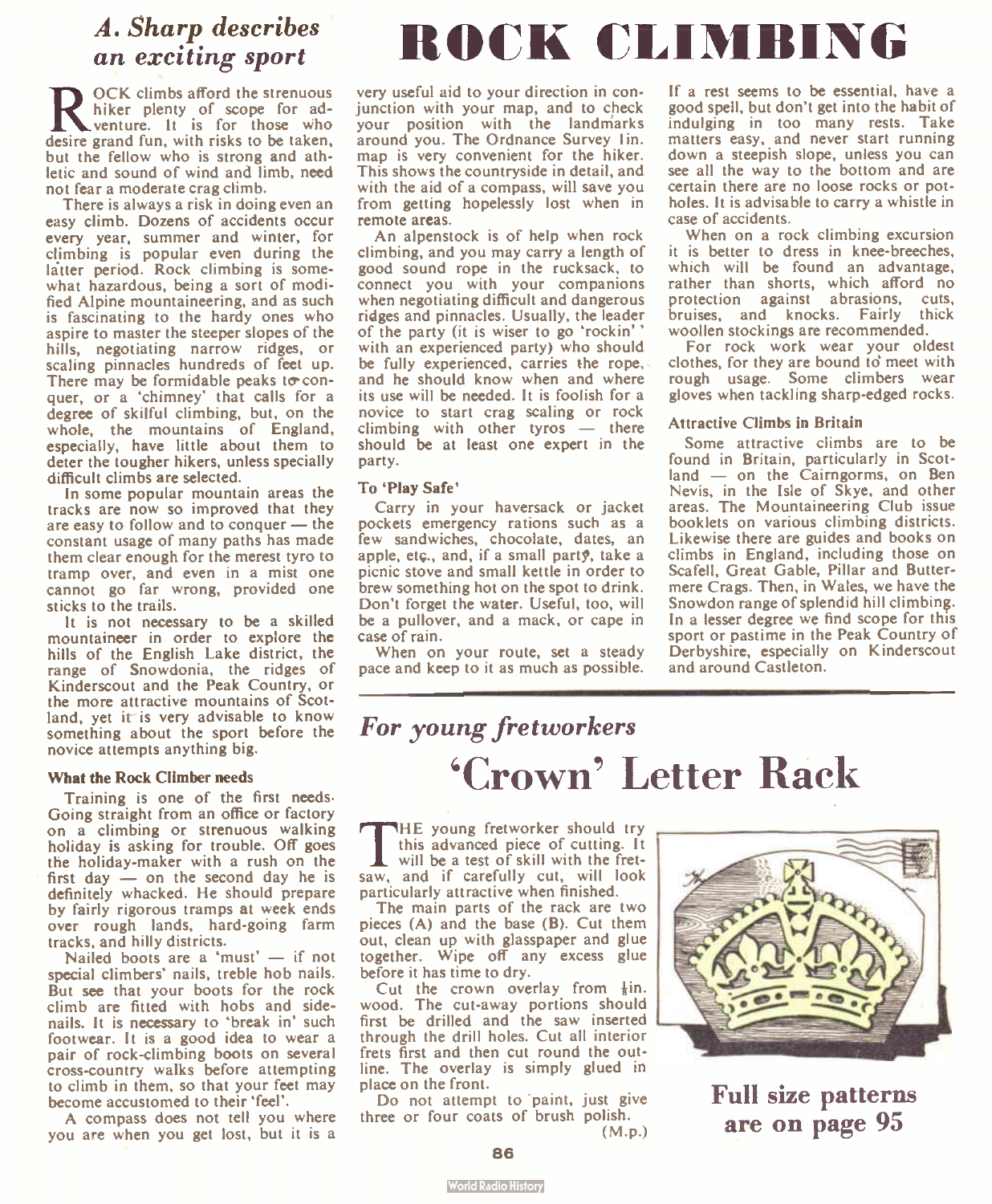*A. Sharp describes an exciting sport*

# ROCK CLIMBING

ROCK climbs afford the strenuous hiker plenty of scope for adventure. It is for those who desire grand fun, with risks to be taken, but the fellow who is strong and athletic and sound of wind and limb, need not fear a moderate crag climb.

There is always a risk in doing even an easy climb. Dozens of accidents occur every year, summer and winter, for climbing is popular even during the latter period. Rock climbing is somewhat hazardous, being a sort of modified Alpine mountaineering, and as such is fascinating to the hardy ones who aspire to master the steeper slopes of the hills, negotiating narrow ridges, or scaling pinnacles hundreds of feet up. There may be formidable peaks to conquer, or a 'chimney' that calls for a degree of skilful climbing, but, on the whole, the mountains of England, especially, have little about them to deter the tougher hikers, unless specially difficult climbs are selected.

In some popular mountain areas the tracks are now so improved that they are easy to follow and to conquer — the constant usage of many paths has made them clear enough for the merest tyro to tramp over, and even in a mist one cannot go far wrong, provided one sticks to the trails.

It is not necessary to be a skilled mountaineer in order to explore the hills of the English Lake district, the range of Snowdonia, the ridges of Kinderscout and the Peak Country, or the more attractive mountains of Scotland, yet it is very advisable to know something about the sport before the novice attempts anything big.

### What the Rock Climber needs

Training is one of the first needs. Going straight from an office or factory on a climbing or strenuous walking holiday is asking for trouble. Off goes the holiday-maker with a rush on the first day — on the second day he is definitely whacked. He should prepare by fairly rigorous tramps at week ends over rough lands, hard-going farm tracks, and hilly districts.

Nailed boots are a 'must' — if not special climbers' nails, treble hob nails. But see that your boots for the rock climb are fitted with hobs and side-nails. It is necessary to 'break in' such footwear. It is a good idea to wear a pair of rock-climbing boots on several cross-country walks before attempting to climb in them, so that your feet may become accustomed to their 'feel'.

A compass does not tell you where you are when you get lost, but it is a very useful aid to your direction in conjunction with your map, and to check your position with the landmarks around you. The Ordnance Survey 1in. map is very convenient for the hiker. This shows the countryside in detail, and with the aid of a compass, will save you from getting hopelessly lost when in remote areas.

An alpenstock is of help when rock climbing, and you may carry a length of good sound rope in the rucksack, to connect you with your companions when negotiating difficult and dangerous ridges and pinnacles. Usually, the leader of the party (it is wiser to go 'rockin'' with an experienced party) who should be fully experienced, carries the rope, and he should know when and where its use will be needed. It is foolish for a novice to start crag scaling or rock climbing with other tyros — there should be at least one expert in the party.

### To 'Play Safe'

Carry in your haversack or jacket pockets emergency rations such as a few sandwiches, chocolate, dates, an apple, etc., and, if a small party, take a picnic stove and small kettle in order to brew something hot on the spot to drink. Don't forget the water. Useful, too, will be a pullover, and a mack, or cape in case of rain.

When on your route, set a steady pace and keep to it as much as possible. If a rest seems to be essential, have a good spell, but don't get into the habit of indulging in too many rests. Take matters easy, and never start running down a steepish slope, unless you can see all the way to the bottom and are certain there are no loose rocks or potholes. It is advisable to carry a whistle in case of accidents.

When on a rock climbing excursion it is better to dress in knee-breeches, which will be found an advantage, rather than shorts, which afford no protection against abrasions, cuts, bruises, and knocks. Fairly thick woollen stockings are recommended.

For rock work wear your oldest clothes, for they are bound to meet with rough usage. Some climbers wear gloves when tackling sharp-edged rocks.

### Attractive Climbs in Britain

Some attractive climbs are to be found in Britain, particularly in Scotland — on the Cairngorms, on Ben Nevis, in the Isle of Skye, and other areas. The Mountaineering Club issue booklets on various climbing districts. Likewise there are guides and books on climbs in England, including those on Scafell, Great Gable, Pillar and Buttermere Crags. Then, in Wales, we have the Snowdon range of splendid hill climbing. In a lesser degree we find scope for this sport or pastime in the Peak Country of Derbyshire, especially on Kinderscout and around Castleton.

---

*For young fretworkers*

# 'Crown' Letter Rack

THE young fretworker should try this advanced piece of cutting. It will be a test of skill with the fretsaw, and if carefully cut, will look particularly attractive when finished.

The main parts of the rack are two pieces (A) and the base (B). Cut them out, clean up with glasspaper and glue together. Wipe off any excess glue before it has time to dry.

Cut the crown overlay from ⅛in. wood. The cut-away portions should first be drilled and the saw inserted through the drill holes. Cut all interior frets first and then cut round the outline. The overlay is simply glued in place on the front.

Do not attempt to paint, just give three or four coats of brush polish.

(M.p.)

**Full size patterns are on page 95**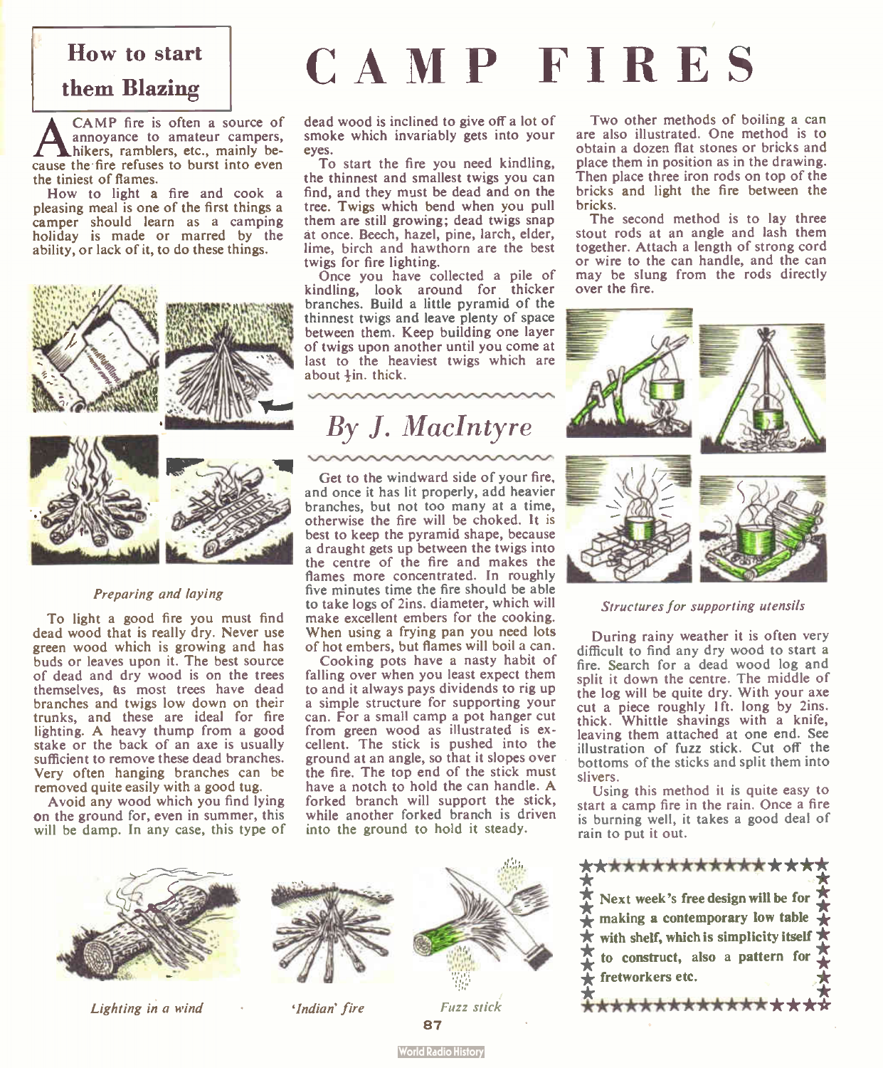# CAMP FIRES

## How to start them Blazing

### By J. MacIntyre

A CAMP fire is often a source of annoyance to amateur campers, hikers, ramblers, etc., mainly because the fire refuses to burst into even the tiniest of flames.

How to light a fire and cook a pleasing meal is one of the first things a camper should learn as a camping holiday is made or marred by the ability, or lack of it, to do these things.

*Preparing and laying*

To light a good fire you must find dead wood that is really dry. Never use green wood which is growing and has buds or leaves upon it. The best source of dead and dry wood is on the trees themselves, as most trees have dead branches and twigs low down on their trunks, and these are ideal for fire lighting. A heavy thump from a good stake or the back of an axe is usually sufficient to remove these dead branches. Very often hanging branches can be removed quite easily with a good tug.

Avoid any wood which you find lying on the ground for, even in summer, this will be damp. In any case, this type of dead wood is inclined to give off a lot of smoke which invariably gets into your eyes.

To start the fire you need kindling, the thinnest and smallest twigs you can find, and they must be dead and on the tree. Twigs which bend when you pull them are still growing; dead twigs snap at once. Beech, hazel, pine, larch, elder, lime, birch and hawthorn are the best twigs for fire lighting.

Once you have collected a pile of kindling, look around for thicker branches. Build a little pyramid of the thinnest twigs and leave plenty of space between them. Keep building one layer of twigs upon another until you come at last to the heaviest twigs which are about ½in. thick.

Get to the windward side of your fire, and once it has lit properly, add heavier branches, but not too many at a time, otherwise the fire will be choked. It is best to keep the pyramid shape, because a draught gets up between the twigs into the centre of the fire and makes the flames more concentrated. In roughly five minutes time the fire should be able to take logs of 2ins. diameter, which will make excellent embers for the cooking. When using a frying pan you need lots of hot embers, but flames will boil a can.

Cooking pots have a nasty habit of falling over when you least expect them to and it always pays dividends to rig up a simple structure for supporting your can. For a small camp a pot hanger cut from green wood as illustrated is excellent. The stick is pushed into the ground at an angle, so that it slopes over the fire. The top end of the stick must have a notch to hold the can handle. A forked branch will support the stick, while another forked branch is driven into the ground to hold it steady.

Two other methods of boiling a can are also illustrated. One method is to obtain a dozen flat stones or bricks and place them in position as in the drawing. Then place three iron rods on top of the bricks and light the fire between the bricks.

The second method is to lay three stout rods at an angle and lash them together. Attach a length of strong cord or wire to the can handle, and the can may be slung from the rods directly over the fire.

*Structures for supporting utensils*

During rainy weather it is often very difficult to find any dry wood to start a fire. Search for a dead wood log and split it down the centre. The middle of the log will be quite dry. With your axe cut a piece roughly 1ft. long by 2ins. thick. Whittle shavings with a knife, leaving them attached at one end. See illustration of fuzz stick. Cut off the bottoms of the sticks and split them into slivers.

Using this method it is quite easy to start a camp fire in the rain. Once a fire is burning well, it takes a good deal of rain to put it out.

*Lighting in a wind*  *'Indian' fire*  *Fuzz stick*

**Next week's free design will be for making a contemporary low table with shelf, which is simplicity itself to construct, also a pattern for fretworkers etc.**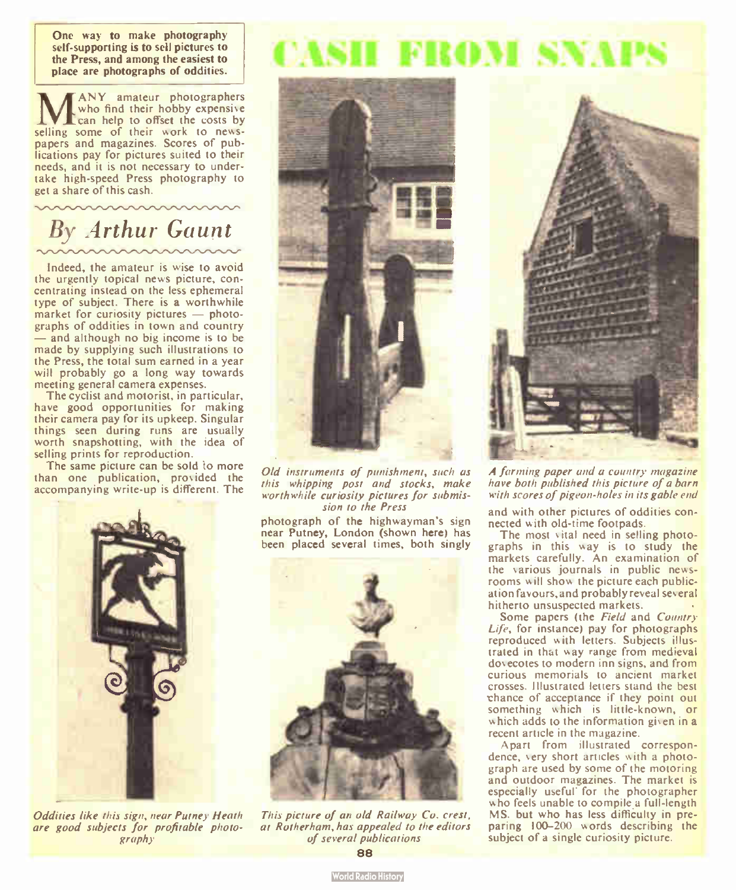# CASH FROM SNAPS

**One way to make photography self-supporting is to sell pictures to the Press, and among the easiest to place are photographs of oddities.**

MANY amateur photographers who find their hobby expensive can help to offset the costs by selling some of their work to newspapers and magazines. Scores of publications pay for pictures suited to their needs, and it is not necessary to undertake high-speed Press photography to get a share of this cash.

## *By Arthur Gaunt*

Indeed, the amateur is wise to avoid the urgently topical news picture, concentrating instead on the less ephemeral type of subject. There is a worthwhile market for curiosity pictures — photographs of oddities in town and country — and although no big income is to be made by supplying such illustrations to the Press, the total sum earned in a year will probably go a long way towards meeting general camera expenses.

The cyclist and motorist, in particular, have good opportunities for making their camera pay for its upkeep. Singular things seen during runs are usually worth snapshotting, with the idea of selling prints for reproduction.

The same picture can be sold to more than one publication, provided the accompanying write-up is different. The photograph of the highwayman's sign near Putney, London (shown here) has been placed several times, both singly and with other pictures of oddities connected with old-time footpads.

*Oddities like this sign, near Putney Heath are good subjects for profitable photography*

*Old instruments of punishment, such as this whipping post and stocks, make worthwhile curiosity pictures for submission to the Press*

*This picture of an old Railway Co. crest, at Rotherham, has appealed to the editors of several publications*

*A farming paper and a country magazine have both published this picture of a barn with scores of pigeon-holes in its gable end*

The most vital need in selling photographs in this way is to study the markets carefully. An examination of the various journals in public newsrooms will show the picture each publication favours, and probably reveal several hitherto unsuspected markets.

Some papers (the *Field* and *Country Life*, for instance) pay for photographs reproduced with letters. Subjects illustrated in that way range from medieval dovecotes to modern inn signs, and from curious memorials to ancient market crosses. Illustrated letters stand the best chance of acceptance if they point out something which is little-known, or which adds to the information given in a recent article in the magazine.

Apart from illustrated correspondence, very short articles with a photograph are used by some of the motoring and outdoor magazines. The market is especially useful for the photographer who feels unable to compile a full-length MS. but who has less difficulty in preparing 100–200 words describing the subject of a single curiosity picture.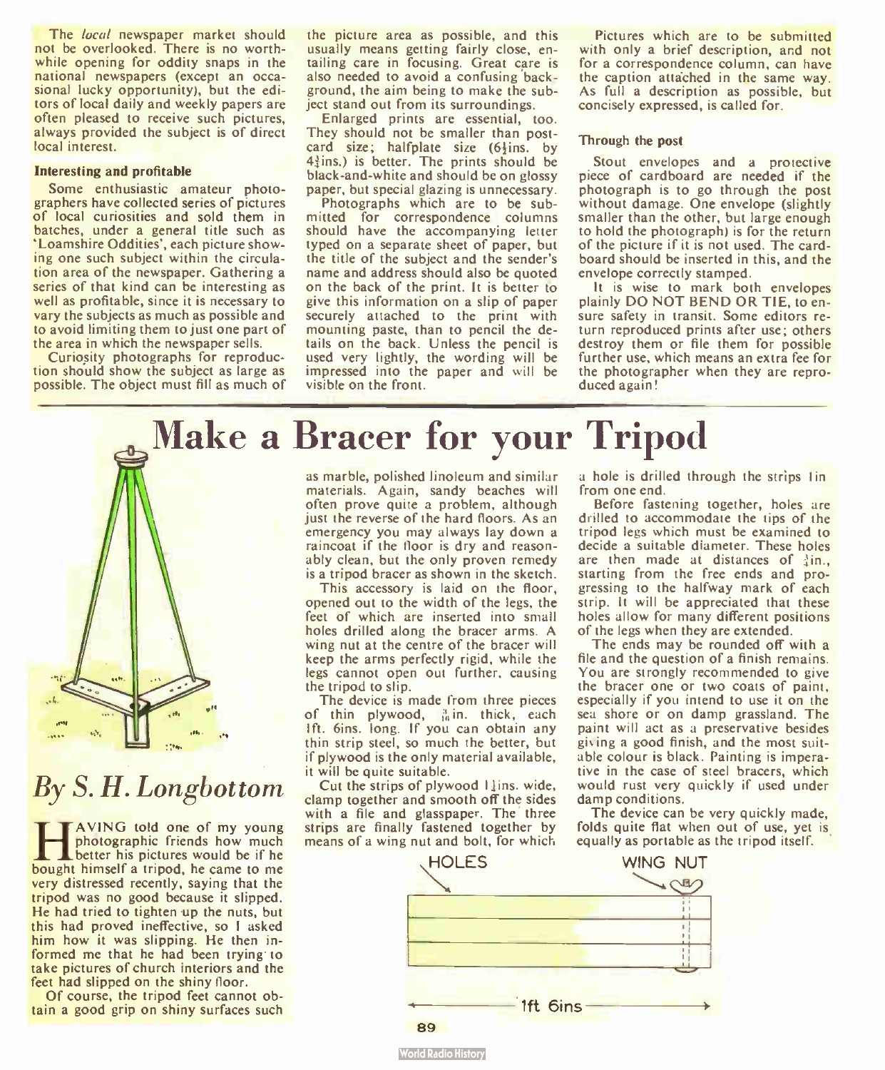The *local* newspaper market should not be overlooked. There is no worthwhile opening for oddity snaps in the national newspapers (except an occasional lucky opportunity), but the editors of local daily and weekly papers are often pleased to receive such pictures, always provided the subject is of direct local interest.

#### Interesting and profitable

Some enthusiastic amateur photographers have collected series of pictures of local curiosities and sold them in batches, under a general title such as 'Loamshire Oddities', each picture showing one such subject within the circulation area of the newspaper. Gathering a series of that kind can be interesting as well as profitable, since it is necessary to vary the subjects as much as possible and to avoid limiting them to just one part of the area in which the newspaper sells.

Curiosity photographs for reproduction should show the subject as large as possible. The object must fill as much of the picture area as possible, and this usually means getting fairly close, entailing care in focusing. Great care is also needed to avoid a confusing background, the aim being to make the subject stand out from its surroundings.

Enlarged prints are essential, too. They should not be smaller than postcard size; halfplate size (6½ins. by 4¾ins.) is better. The prints should be black-and-white and should be on glossy paper, but special glazing is unnecessary.

Photographs which are to be submitted for correspondence columns should have the accompanying letter typed on a separate sheet of paper, but the title of the subject and the sender's name and address should also be quoted on the back of the print. It is better to give this information on a slip of paper securely attached to the print with mounting paste, than to pencil the details on the back. Unless the pencil is used very lightly, the wording will be impressed into the paper and will be visible on the front.

Pictures which are to be submitted with only a brief description, and not for a correspondence column, can have the caption attached in the same way. As full a description as possible, but concisely expressed, is called for.

#### Through the post

Stout envelopes and a protective piece of cardboard are needed if the photograph is to go through the post without damage. One envelope (slightly smaller than the other, but large enough to hold the photograph) is for the return of the picture if it is not used. The cardboard should be inserted in this, and the envelope correctly stamped.

It is wise to mark both envelopes plainly DO NOT BEND OR TIE, to ensure safety in transit. Some editors return reproduced prints after use; others destroy them or file them for possible further use, which means an extra fee for the photographer when they are reproduced again!

# Make a Bracer for your Tripod

## *By S. H. Longbottom*

HAVING told one of my young photographic friends how much better his pictures would be if he bought himself a tripod, he came to me very distressed recently, saying that the tripod was no good because it slipped. He had tried to tighten up the nuts, but this had proved ineffective, so I asked him how it was slipping. He then informed me that he had been trying to take pictures of church interiors and the feet had slipped on the shiny floor.

Of course, the tripod feet cannot obtain a good grip on shiny surfaces such as marble, polished linoleum and similar materials. Again, sandy beaches will often prove quite a problem, although just the reverse of the hard floors. As an emergency you may always lay down a raincoat if the floor is dry and reasonably clean, but the only proven remedy is a tripod bracer as shown in the sketch.

This accessory is laid on the floor, opened out to the width of the legs, the feet of which are inserted into small holes drilled along the bracer arms. A wing nut at the centre of the bracer will keep the arms perfectly rigid, while the legs cannot open out further, causing the tripod to slip.

The device is made from three pieces of thin plywood, $\frac{3}{16}$in. thick, each 1ft. 6ins. long. If you can obtain any thin strip steel, so much the better, but if plywood is the only material available, it will be quite suitable.

Cut the strips of plywood 1¼ins. wide, clamp together and smooth off the sides with a file and glasspaper. The three strips are finally fastened together by means of a wing nut and bolt, for which a hole is drilled through the strips 1in from one end.

Before fastening together, holes are drilled to accommodate the tips of the tripod legs which must be examined to decide a suitable diameter. These holes are then made at distances of ¾in., starting from the free ends and progressing to the halfway mark of each strip. It will be appreciated that these holes allow for many different positions of the legs when they are extended.

The ends may be rounded off with a file and the question of a finish remains. You are strongly recommended to give the bracer one or two coats of paint, especially if you intend to use it on the sea shore or on damp grassland. The paint will act as a preservative besides giving a good finish, and the most suitable colour is black. Painting is imperative in the case of steel bracers, which would rust very quickly if used under damp conditions.

The device can be very quickly made, folds quite flat when out of use, yet is equally as portable as the tripod itself.

HOLES — WING NUT — 1ft 6ins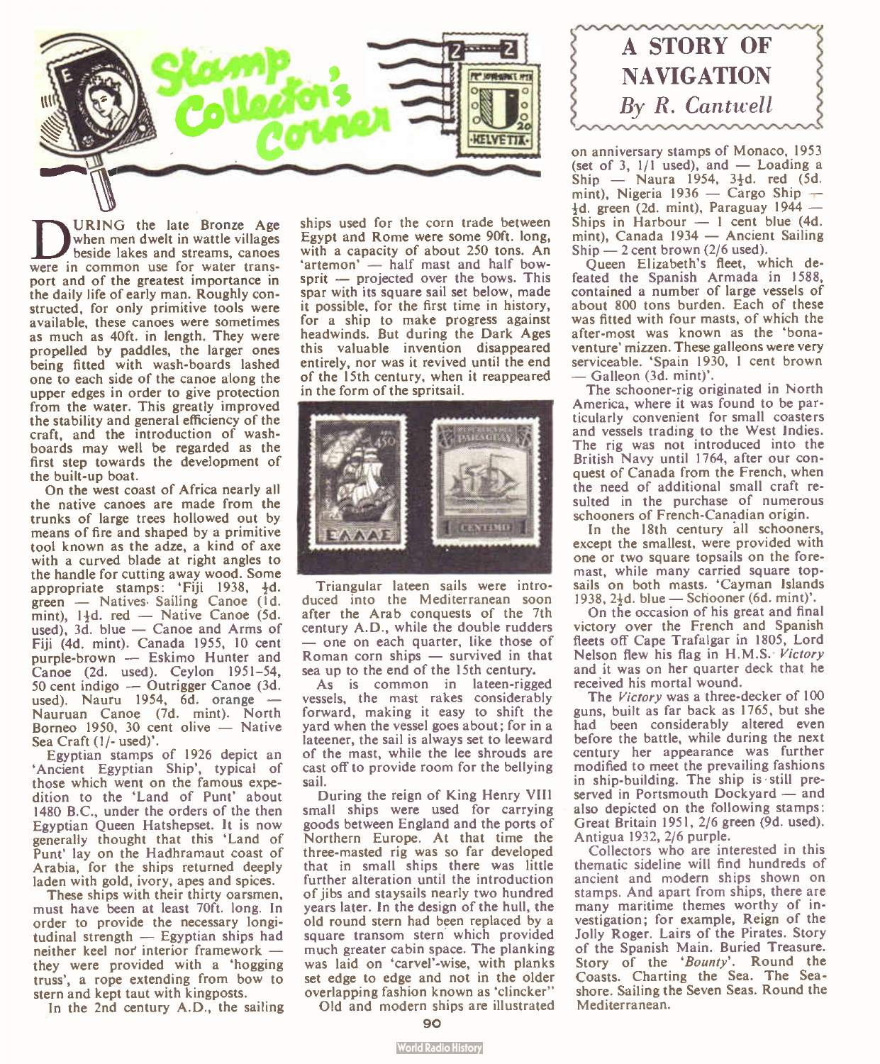# Stamp Collector's Corner

## A STORY OF NAVIGATION

*By R. Cantwell*

DURING the late Bronze Age when men dwelt in wattle villages beside lakes and streams, canoes were in common use for water transport and of the greatest importance in the daily life of early man. Roughly constructed, for only primitive tools were available, these canoes were sometimes as much as 40ft. in length. They were propelled by paddles, the larger ones being fitted with wash-boards lashed one to each side of the canoe along the upper edges in order to give protection from the water. This greatly improved the stability and general efficiency of the craft, and the introduction of wash-boards may well be regarded as the first step towards the development of the built-up boat.

On the west coast of Africa nearly all the native canoes are made from the trunks of large trees hollowed out by means of fire and shaped by a primitive tool known as the adze, a kind of axe with a curved blade at right angles to the handle for cutting away wood. Some appropriate stamps: 'Fiji 1938, ½d. green — Natives Sailing Canoe (1d. mint), 1½d. red — Native Canoe (5d. used), 3d. blue — Canoe and Arms of Fiji (4d. mint). Canada 1955, 10 cent purple-brown — Eskimo Hunter and Canoe (2d. used). Ceylon 1951–54, 50 cent indigo — Outrigger Canoe (3d. used). Nauru 1954, 6d. orange — Nauruan Canoe (7d. mint). North Borneo 1950, 30 cent olive — Native Sea Craft (1/- used)'.

Egyptian stamps of 1926 depict an 'Ancient Egyptian Ship', typical of those which went on the famous expedition to the 'Land of Punt' about 1480 B.C., under the orders of the then Egyptian Queen Hatshepset. It is now generally thought that this 'Land of Punt' lay on the Hadhramaut coast of Arabia, for the ships returned deeply laden with gold, ivory, apes and spices.

These ships with their thirty oarsmen, must have been at least 70ft. long. In order to provide the necessary longitudinal strength — Egyptian ships had neither keel nor interior framework — they were provided with a 'hogging truss', a rope extending from bow to stern and kept taut with kingposts.

In the 2nd century A.D., the sailing ships used for the corn trade between Egypt and Rome were some 90ft. long, with a capacity of about 250 tons. An 'artemon' — half mast and half bowsprit — projected over the bows. This spar with its square sail set below, made it possible, for the first time in history, for a ship to make progress against headwinds. But during the Dark Ages this valuable invention disappeared entirely, nor was it revived until the end of the 15th century, when it reappeared in the form of the spritsail.

Triangular lateen sails were introduced into the Mediterranean soon after the Arab conquests of the 7th century A.D., while the double rudders — one on each quarter, like those of Roman corn ships — survived in that sea up to the end of the 15th century.

As is common in lateen-rigged vessels, the mast rakes considerably forward, making it easy to shift the yard when the vessel goes about; for in a lateener, the sail is always set to leeward of the mast, while the lee shrouds are cast off to provide room for the bellying sail.

During the reign of King Henry VIII small ships were used for carrying goods between England and the ports of Northern Europe. At that time the three-masted rig was so far developed that in small ships there was little further alteration until the introduction of jibs and staysails nearly two hundred years later. In the design of the hull, the old round stern had been replaced by a square transom stern which provided much greater cabin space. The planking was laid on 'carvel'-wise, with planks set edge to edge and not in the older overlapping fashion known as 'clincher'.

Old and modern ships are illustrated on anniversary stamps of Monaco, 1953 (set of 3, 1/1 used), and — Loading a Ship — Naura 1954, 3½d. red (5d. mint), Nigeria 1936 — Cargo Ship — ½d. green (2d. mint), Paraguay 1944 — Ships in Harbour — 1 cent blue (4d. mint), Canada 1934 — Ancient Sailing Ship — 2 cent brown (2/6 used).

Queen Elizabeth's fleet, which defeated the Spanish Armada in 1588, contained a number of large vessels of about 800 tons burden. Each of these was fitted with four masts, of which the after-most was known as the 'bonaventure' mizzen. These galleons were very serviceable. 'Spain 1930, 1 cent brown — Galleon (3d. mint)'.

The schooner-rig originated in North America, where it was found to be particularly convenient for small coasters and vessels trading to the West Indies. The rig was not introduced into the British Navy until 1764, after our conquest of Canada from the French, when the need of additional small craft resulted in the purchase of numerous schooners of French-Canadian origin.

In the 18th century all schooners, except the smallest, were provided with one or two square topsails on the foremast, while many carried square topsails on both masts. 'Cayman Islands 1938, 2½d. blue — Schooner (6d. mint)'.

On the occasion of his great and final victory over the French and Spanish fleets off Cape Trafalgar in 1805, Lord Nelson flew his flag in H.M.S. *Victory* and it was on her quarter deck that he received his mortal wound.

The *Victory* was a three-decker of 100 guns, built as far back as 1765, but she had been considerably altered even before the battle, while during the next century her appearance was further modified to meet the prevailing fashions in ship-building. The ship is still preserved in Portsmouth Dockyard — and also depicted on the following stamps: Great Britain 1951, 2/6 green (9d. used). Antigua 1932, 2/6 purple.

Collectors who are interested in this thematic sideline will find hundreds of ancient and modern ships shown on stamps. And apart from ships, there are many maritime themes worthy of investigation; for example, Reign of the Jolly Roger. Lairs of the Pirates. Story of the Spanish Main. Buried Treasure. Story of the '*Bounty*'. Round the Coasts. Charting the Sea. The Seashore. Sailing the Seven Seas. Round the Mediterranean.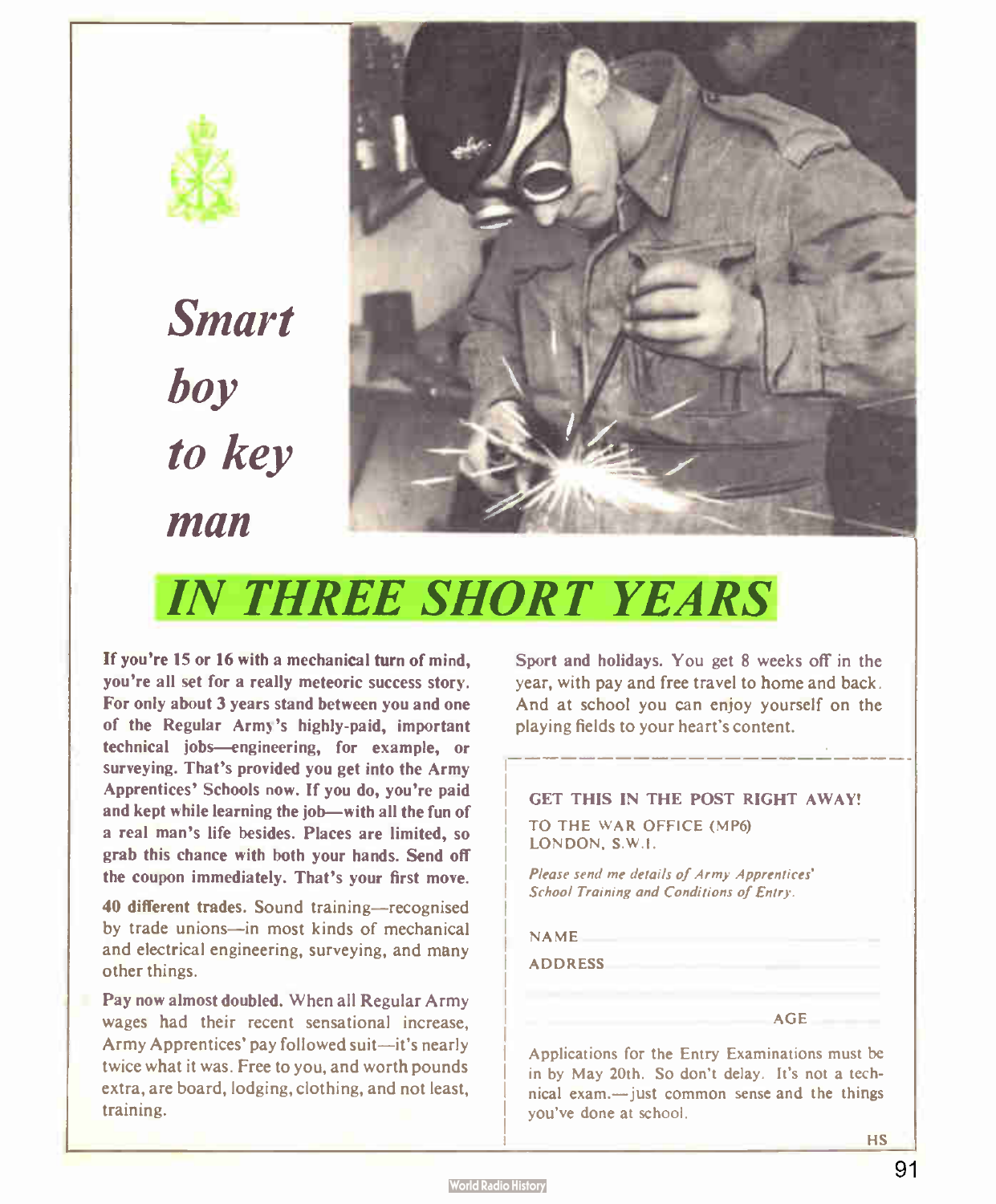# *Smart boy to key man*

## *IN THREE SHORT YEARS*

**If you're 15 or 16 with a mechanical turn of mind, you're all set for a really meteoric success story. For only about 3 years stand between you and one of the Regular Army's highly-paid, important technical jobs—engineering, for example, or surveying. That's provided you get into the Army Apprentices' Schools now. If you do, you're paid and kept while learning the job—with all the fun of a real man's life besides. Places are limited, so grab this chance with both your hands. Send off the coupon immediately. That's your first move.**

**40 different trades.** Sound training—recognised by trade unions—in most kinds of mechanical and electrical engineering, surveying, and many other things.

**Pay now almost doubled.** When all Regular Army wages had their recent sensational increase, Army Apprentices' pay followed suit—it's nearly twice what it was. Free to you, and worth pounds extra, are board, lodging, clothing, and not least, training.

Sport and holidays. You get 8 weeks off in the year, with pay and free travel to home and back. And at school you can enjoy yourself on the playing fields to your heart's content.

---

**GET THIS IN THE POST RIGHT AWAY!**

TO THE WAR OFFICE (MP6)
LONDON, S.W.1.

*Please send me details of Army Apprentices' School Training and Conditions of Entry.*

NAME ____________________

ADDRESS ____________________

____________________

____________________ AGE ________

Applications for the Entry Examinations must be in by May 20th. So don't delay. It's not a technical exam.—just common sense and the things you've done at school.

HS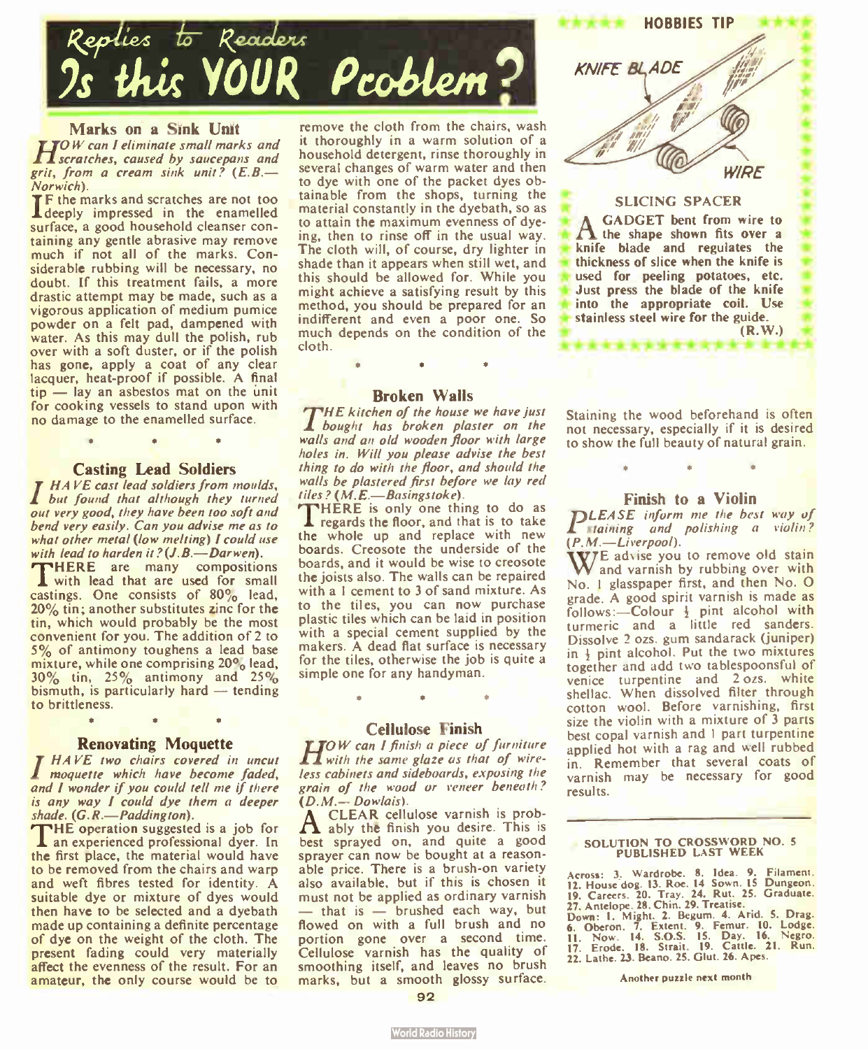# Replies to Readers — Is this YOUR Problem?

## Marks on a Sink Unit

*HOW can I eliminate small marks and scratches, caused by saucepans and grit, from a cream sink unit? (E.B.—Norwich).*

IF the marks and scratches are not too deeply impressed in the enamelled surface, a good household cleanser containing any gentle abrasive may remove much if not all of the marks. Considerable rubbing will be necessary, no doubt. If this treatment fails, a more drastic attempt may be made, such as a vigorous application of medium pumice powder on a felt pad, dampened with water. As this may dull the polish, rub over with a soft duster, or if the polish has gone, apply a coat of any clear lacquer, heat-proof if possible. A final tip — lay an asbestos mat on the unit for cooking vessels to stand upon with no damage to the enamelled surface.

\* \* \*

## Casting Lead Soldiers

*I HAVE cast lead soldiers from moulds, but found that although they turned out very good, they have been too soft and bend very easily. Can you advise me as to what other metal (low melting) I could use with lead to harden it? (J.B.—Darwen).*

THERE are many compositions with lead that are used for small castings. One consists of 80% lead, 20% tin; another substitutes zinc for the tin, which would probably be the most convenient for you. The addition of 2 to 5% of antimony toughens a lead base mixture, while one comprising 20% lead, 30% tin, 25% antimony and 25% bismuth, is particularly hard — tending to brittleness.

\* \* \*

## Renovating Moquette

*I HAVE two chairs covered in uncut moquette which have become faded, and I wonder if you could tell me if there is any way I could dye them a deeper shade. (G.R.—Paddington).*

THE operation suggested is a job for an experienced professional dyer. In the first place, the material would have to be removed from the chairs and warp and weft fibres tested for identity. A suitable dye or mixture of dyes would then have to be selected and a dyebath made up containing a definite percentage of dye on the weight of the cloth. The present fading could very materially affect the evenness of the result. For an amateur, the only course would be to remove the cloth from the chairs, wash it thoroughly in a warm solution of a household detergent, rinse thoroughly in several changes of warm water and then to dye with one of the packet dyes obtainable from the shops, turning the material constantly in the dyebath, so as to attain the maximum evenness of dyeing, then to rinse off in the usual way. The cloth will, of course, dry lighter in shade than it appears when still wet, and this should be allowed for. While you might achieve a satisfying result by this method, you should be prepared for an indifferent and even a poor one. So much depends on the condition of the cloth.

\* \* \*

## Broken Walls

*THE kitchen of the house we have just bought has broken plaster on the walls and an old wooden floor with large holes in. Will you please advise the best thing to do with the floor, and should the walls be plastered first before we lay red tiles? (M.E.—Basingstoke).*

THERE is only one thing to do as regards the floor, and that is to take the whole up and replace with new boards. Creosote the underside of the boards, and it would be wise to creosote the joists also. The walls can be repaired with a 1 cement to 3 of sand mixture. As to the tiles, you can now purchase plastic tiles which can be laid in position with a special cement supplied by the makers. A dead flat surface is necessary for the tiles, otherwise the job is quite a simple one for any handyman.

\* \* \*

## Cellulose Finish

*HOW can I finish a piece of furniture with the same glaze as that of wireless cabinets and sideboards, exposing the grain of the wood or veneer beneath? (D.M.—Dowlais).*

A CLEAR cellulose varnish is probably the finish you desire. This is best sprayed on, and quite a good sprayer can now be bought at a reasonable price. There is a brush-on variety also available, but if this is chosen it must not be applied as ordinary varnish — that is — brushed each way, but flowed on with a full brush and no portion gone over a second time. Cellulose varnish has the quality of smoothing itself, and leaves no brush marks, but a smooth glossy surface. Staining the wood beforehand is often not necessary, especially if it is desired to show the full beauty of natural grain.

\* \* \*

**HOBBIES TIP**

KNIFE BLADE

WIRE

### SLICING SPACER

**A GADGET bent from wire to the shape shown fits over a knife blade and regulates the thickness of slice when the knife is used for peeling potatoes, etc. Just press the blade of the knife into the appropriate coil. Use stainless steel wire for the guide. (R.W.)**

## Finish to a Violin

*PLEASE inform me the best way of staining and polishing a violin? (P.M.—Liverpool).*

WE advise you to remove old stain and varnish by rubbing over with No. 1 glasspaper first, and then No. 0 grade. A good spirit varnish is made as follows:—Colour ½ pint alcohol with turmeric and a little red sanders. Dissolve 2 ozs. gum sandarack (juniper) in ½ pint alcohol. Put the two mixtures together and add two tablespoonsful of venice turpentine and 2 ozs. white shellac. When dissolved filter through cotton wool. Before varnishing, first size the violin with a mixture of 3 parts best copal varnish and 1 part turpentine applied hot with a rag and well rubbed in. Remember that several coats of varnish may be necessary for good results.

---

### SOLUTION TO CROSSWORD NO. 5 PUBLISHED LAST WEEK

Across: 3. Wardrobe. 8. Idea. 9. Filament. 12. House dog. 13. Roe. 14 Sown. 15 Dungeon. 19. Careers. 20. Tray. 24. Rut. 25. Graduate. 27. Antelope. 28. Chin. 29. Treatise.
Down: 1. Might. 2. Begum. 4. Arid. 5. Drag. 6. Oberon. 7. Extent. 9. Femur. 10. Lodge. 11. Now. 14. S.O.S. 15. Day. 16. Negro. 17. Erode. 18. Strait. 19. Cattle. 21. Run. 22. Lathe. 23. Beano. 25. Glut. 26. Apes.

Another puzzle next month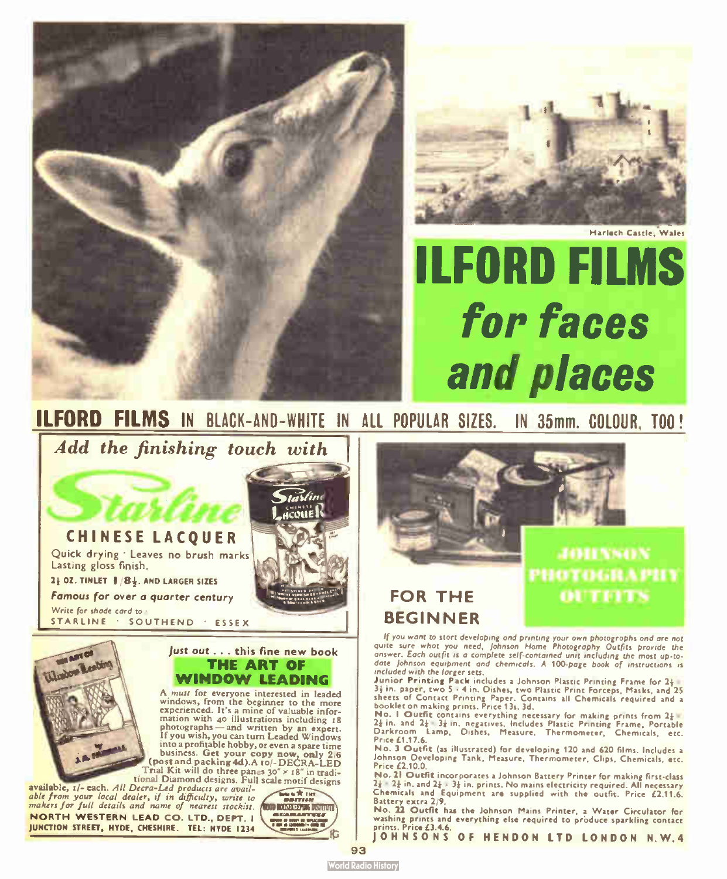Harlech Castle, Wales

# ILFORD FILMS
## *for faces and places*

**ILFORD FILMS** IN BLACK-AND-WHITE IN ALL POPULAR SIZES. IN 35mm. COLOUR, TOO!

*Add the finishing touch with*

## Starline
### CHINESE LACQUER

Quick drying · Leaves no brush marks
Lasting gloss finish.

2½ OZ. TINLET 1/8½. AND LARGER SIZES

*Famous for over a quarter century*

*Write for shade card to*
STARLINE · SOUTHEND · ESSEX

*Just out . . . this fine new book*

## THE ART OF WINDOW LEADING

A *must* for everyone interested in leaded windows, from the beginner to the more experienced. It's a mine of valuable information with 40 illustrations including 18 photographs — and written by an expert. If you wish, you can turn Leaded Windows into a profitable hobby, or even a spare time business. Get your copy now, only 2/6 (post and packing 4d). A 10/- DECRA-LED Trial Kit will do three panes 30" × 18" in traditional Diamond designs. Full scale motif designs available, 1/- each. *All Decra-Led products are available from your local dealer, if in difficulty, write to makers for full details and name of nearest stockist.*

NORTH WESTERN LEAD CO. LTD., DEPT. I
JUNCTION STREET, HYDE, CHESHIRE. TEL: HYDE 1234

## JOHNSON PHOTOGRAPHY OUTFITS

### FOR THE BEGINNER

*If you want to start developing and printing your own photographs and are not quite sure what you need, Johnson Home Photography Outfits provide the answer. Each outfit is a complete self-contained unit including the most up-to-date Johnson equipment and chemicals. A 100-page book of instructions is included with the larger sets.*

**Junior Printing Pack** includes a Johnson Plastic Printing Frame for 2¼ × 3¼ in. paper, two 5 × 4 in. Dishes, two Plastic Print Forceps, Masks, and 25 sheets of Contact Printing Paper. Contains all Chemicals required and a booklet on making prints. Price 13s. 3d.

**No. 1 Outfit** contains everything necessary for making prints from 2¼ × 2¼ in. and 2¼ × 3¼ in. negatives. Includes Plastic Printing Frame, Portable Darkroom Lamp, Dishes, Measure, Thermometer, Chemicals, etc. Price £1.17.6.

**No. 3 Outfit** (as illustrated) for developing 120 and 620 films. Includes a Johnson Developing Tank, Measure, Thermometer, Clips, Chemicals, etc. Price £2.10.0.

**No. 21 Outfit** incorporates a Johnson Battery Printer for making first-class 2¼ × 2¼ in. and 2¼ × 3¼ in. prints. No mains electricity required. All necessary Chemicals and Equipment are supplied with the outfit. Price £2.11.6. Battery extra 2/9.

**No. 22 Outfit** has the Johnson Mains Printer, a Water Circulator for washing prints and everything else required to produce sparkling contact prints. Price £3.4.6.

**JOHNSONS OF HENDON LTD LONDON N.W.4**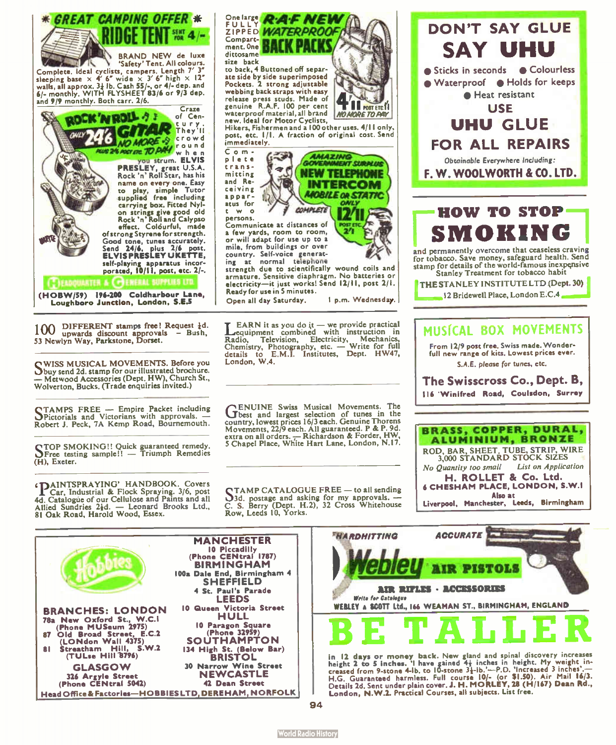## ✱ GREAT CAMPING OFFER ✱

# RIDGE TENT SENT FOR 4/-

BRAND NEW de luxe 'Safety' Tent. All colours. Complete. Ideal cyclists, campers. Length 7' 3" sleeping base × 4' 6" wide × 3' 6" high × 12" walls, all approx. 3½ lb. Cash 55/-, or 4/- dep. and 6/- monthly. WITH FLYSHEET 83/6 or 9/3 dep. and 9/9 monthly. Both carr. 2/6.

## ROCK 'N ROLL GITAR

ONLY 24'6 NO MORE TO PAY PLUS 2/6 POST ETC.

Craze of Century. They'll crowd round when you strum. ELVIS PRESLEY, great U.S.A. Rock 'n' Roll Star, has his name on every one. Easy to play, simple Tutor supplied free including carrying box. Fitted Nylon strings give good old Rock 'n' Roll and Calypso effect. Colourful, made of strong Styrene for strength. Good tone, tunes accurately. Send 24/6, plus 2/6 post. **ELVIS PRESLEY UKETTE,** self-playing apparatus incorporated, 10/11, post, etc. 2/-.

HEADQUARTER & GENERAL SUPPLIES LTD

**(HOBW/59) 196-200 Coldharbour Lane, Loughboro Junction, London, S.E.5**

One large FULLY ZIPPED Compartment. One dittosame size back

## R.A.F NEW WATERPROOF BACK PACKS

to back, 4 Buttoned off separate side by side superimposed Pockets. 2 strong adjustable webbing back straps with easy release press studs. Made of genuine R.A.F. 100 per cent waterproof material, all brand new. Ideal for Motor Cyclists, Hikers, Fishermen and a 100 other uses. 4/11 only, post, etc. 1/1. A fraction of original cost. Send immediately.

4'11 POST ETC 1/1 NO MORE TO PAY

Complete transmitting and Receiving apparatus for two persons.

## AMAZING GOVERNMENT SURPLUS NEW TELEPHONE INTERCOM MOBILE OR STATIC

ONLY COMPLETE 12'11 POST ETC. 2/1

Communicate at distances of a few yards, room to room, or will adapt for use up to a mile, from buildings or over country. Self-voice generating at normal telephone strength due to scientifically wound coils and armature. Sensitive diaphragm. No batteries or electricity—it just works! Send 12/11, post 2/1. Ready for use in 5 minutes.

Open all day Saturday. 1 p.m. Wednesday.

## DON'T SAY GLUE SAY UHU

- Sticks in seconds
- Colourless
- Waterproof
- Holds for keeps
- Heat resistant

## USE UHU GLUE FOR ALL REPAIRS

*Obtainable Everywhere Including:*

**F. W. WOOLWORTH & CO. LTD.**

## HOW TO STOP SMOKING

and permanently overcome that ceaseless craving for tobacco. Save money, safeguard health. Send stamp for details of the world-famous inexpensive Stanley Treatment for tobacco habit

**THE STANLEY INSTITUTE LTD (Dept. 30)**
12 Bridewell Place, London E.C.4

100 DIFFERENT stamps free! Request ½d. upwards discount approvals — Bush, 53 Newlyn Way, Parkstone, Dorset.

SWISS MUSICAL MOVEMENTS. Before you buy send 2d. stamp for our illustrated brochure. — Metwood Accessories (Dept. HW), Church St., Wolverton, Bucks. (Trade enquiries invited.)

STAMPS FREE — Empire Packet including Pictorials and Victorians with approvals. — Robert J. Peck, 7A Kemp Road, Bournemouth.

STOP SMOKING!! Quick guaranteed remedy. Free testing sample!! — Triumph Remedies (H), Exeter.

'PAINTSPRAYING' HANDBOOK. Covers Car, Industrial & Flock Spraying. 3/6, post 4d. Catalogue of our Cellulose and Paints and all Allied Sundries 2½d. — Leonard Brooks Ltd., 81 Oak Road, Harold Wood, Essex.

LEARN it as you do it — we provide practical equipment combined with instruction in Radio, Television, Electricity, Mechanics, Chemistry, Photography, etc. — Write for full details to E.M.I. Institutes, Dept. HW47, London, W.4.

GENUINE Swiss Musical Movements. The best and largest selection of tunes in the country, lowest prices 16/3 each. Genuine Thorens Movements, 22/9 each. All guaranteed. P & P. 9d. extra on all orders. — Richardson & Forder, HW, 5 Chapel Place, White Hart Lane, London, N.17.

STAMP CATALOGUE FREE — to all sending 3d. postage and asking for my approvals. — C. S. Berry (Dept. H.2), 32 Cross Whitehouse Row, Leeds 10, Yorks.

## MUSICAL BOX MOVEMENTS

From 12/9 post free. Swiss made. Wonderfull new range of kits. Lowest prices ever.

*S.A.E. please for tunes, etc.*

**The Swisscross Co., Dept. B,**
**116 Winifred Road, Coulsdon, Surrey**

## BRASS, COPPER, DURAL, ALUMINIUM, BRONZE

ROD, BAR, SHEET, TUBE, STRIP, WIRE
3,000 STANDARD STOCK SIZES

*No Quantity too small* *List on Application*

**H. ROLLET & Co. Ltd.**
**6 CHESHAM PLACE, LONDON, S.W.1**
Also at
**Liverpool, Manchester, Leeds, Birmingham**

## Hobbies

**BRANCHES: LONDON**

78a New Oxford St., W.C.1 (Phone MUSeum 2975)
87 Old Broad Street, E.C.2 (LONdon Wall 4375)
81 Streatham Hill, S.W.2 (TULse Hill 8796)

**GLASGOW**
326 Argyle Street (Phone CENtral 5042)

**MANCHESTER**
10 Piccadilly (Phone CENtral 1787)

**BIRMINGHAM**
100a Dale End, Birmingham 4

**SHEFFIELD**
4 St. Paul's Parade

**LEEDS**
10 Queen Victoria Street

**HULL**
10 Paragon Square (Phone 32959)

**SOUTHAMPTON**
134 High St. (Below Bar)

**BRISTOL**
30 Narrow Wine Street

**NEWCASTLE**
42 Dean Street

**Head Office & Factories—HOBBIES LTD, DEREHAM, NORFOLK**

*HARDHITTING* *ACCURATE*

## Webley AIR PISTOLS

**AIR RIFLES · ACCESSORIES**

*Write for Catalogue*

**WEBLEY & SCOTT Ltd., 166 WEAMAN ST., BIRMINGHAM, ENGLAND**

# BE TALLER

in 12 days or money back. New gland and spinal discovery increases height 2 to 5 inches. 'I have gained 4½ inches in height. My weight increased from 9-stone 4-lb. to 10-stone 3½-lb.'—P.D. 'Increased 3 inches'.—H.G. Guaranteed harmless. Full course 10/- (or $1.50). Air Mail 16/3. Details 2d. Sent under plain cover. J. H. MORLEY, 28 (H/167) Dean Rd., London, N.W.2. Practical Courses, all subjects. List free.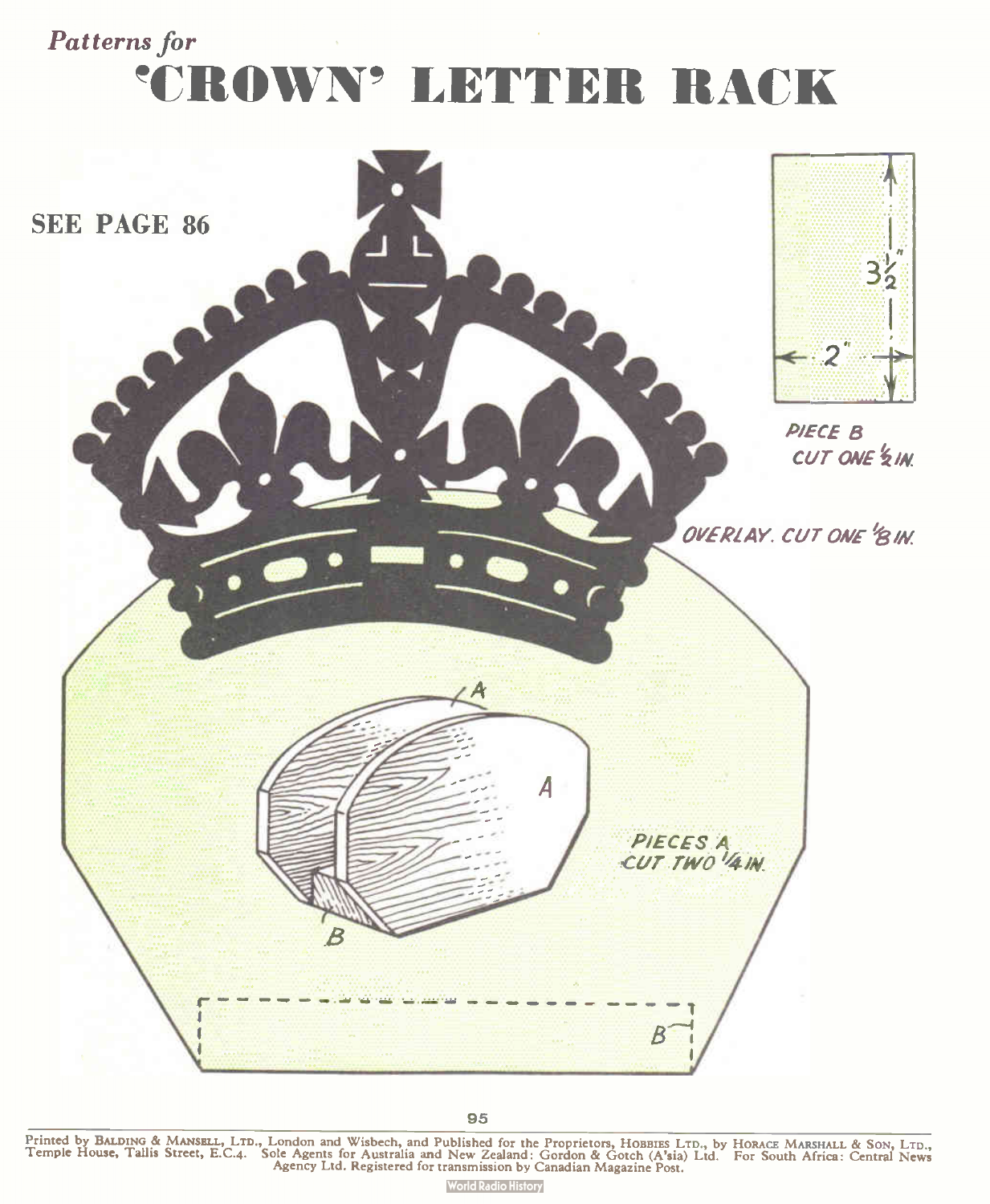*Patterns for*

# 'CROWN' LETTER RACK

**SEE PAGE 86**

$3\frac{1}{2}''$

$2''$

*PIECE B CUT ONE ½ IN.*

*OVERLAY. CUT ONE ⅛ IN.*

A

A

*PIECES A CUT TWO ¼ IN.*

B

B

Printed by BALDING & MANSELL, LTD., London and Wisbech, and Published for the Proprietors, HOBBIES LTD., by HORACE MARSHALL & SON, LTD., Temple House, Tallis Street, E.C.4. Sole Agents for Australia and New Zealand: Gordon & Gotch (A'sia) Ltd. For South Africa: Central News Agency Ltd. Registered for transmission by Canadian Magazine Post.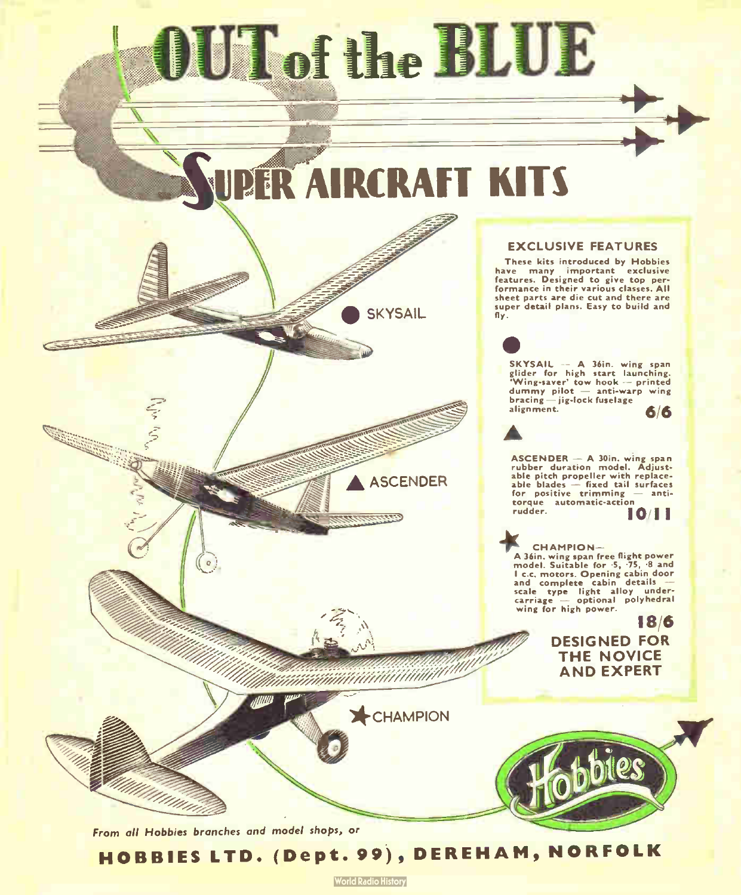# OUT of the BLUE

## SUPER AIRCRAFT KITS

SKYSAIL

ASCENDER

CHAMPION

### EXCLUSIVE FEATURES

These kits introduced by Hobbies have many important exclusive features. Designed to give top performance in their various classes. All sheet parts are die cut and there are super detail plans. Easy to build and fly.

**SKYSAIL** — A 36in. wing span glider for high start launching. 'Wing-saver' tow hook — printed dummy pilot — anti-warp wing bracing — jig-lock fuselage alignment. **6/6**

**ASCENDER** — A 30in. wing span rubber duration model. Adjustable pitch propeller with replaceable blades — fixed tail surfaces for positive trimming — anti-torque automatic-action rudder. **10/11**

**CHAMPION**— A 36in. wing span free flight power model. Suitable for ·5, ·75, ·8 and 1 c.c. motors. Opening cabin door and complete cabin details — scale type light alloy undercarriage — optional polyhedral wing for high power. **18/6**

**DESIGNED FOR THE NOVICE AND EXPERT**

Hobbies

*From all Hobbies branches and model shops, or*

**HOBBIES LTD. (Dept. 99), DEREHAM, NORFOLK**